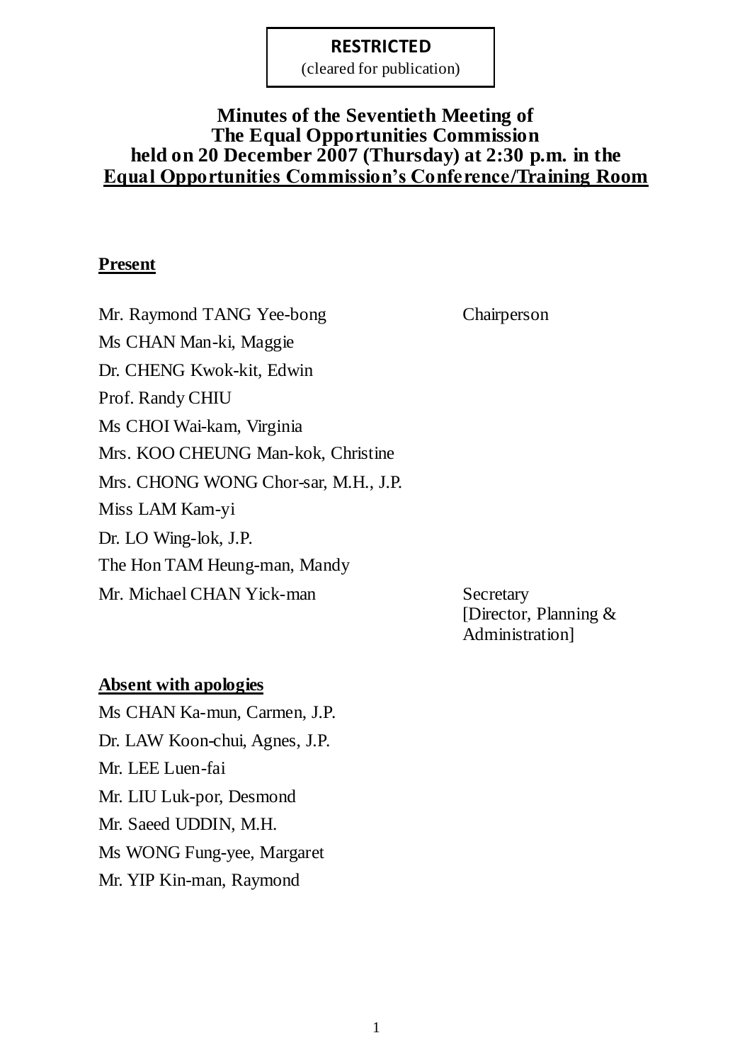**RESTRICTED**
(cleared for publication)

# Minutes of the Seventieth Meeting of The Equal Opportunities Commission held on 20 December 2007 (Thursday) at 2:30 p.m. in the Equal Opportunities Commission's Conference/Training Room

## Present

| | |
|---|---|
| Mr. Raymond TANG Yee-bong | Chairperson |
| Ms CHAN Man-ki, Maggie | |
| Dr. CHENG Kwok-kit, Edwin | |
| Prof. Randy CHIU | |
| Ms CHOI Wai-kam, Virginia | |
| Mrs. KOO CHEUNG Man-kok, Christine | |
| Mrs. CHONG WONG Chor-sar, M.H., J.P. | |
| Miss LAM Kam-yi | |
| Dr. LO Wing-lok, J.P. | |
| The Hon TAM Heung-man, Mandy | |
| Mr. Michael CHAN Yick-man | Secretary [Director, Planning & Administration] |

## Absent with apologies

Ms CHAN Ka-mun, Carmen, J.P.

Dr. LAW Koon-chui, Agnes, J.P.

Mr. LEE Luen-fai

Mr. LIU Luk-por, Desmond

Mr. Saeed UDDIN, M.H.

Ms WONG Fung-yee, Margaret

Mr. YIP Kin-man, Raymond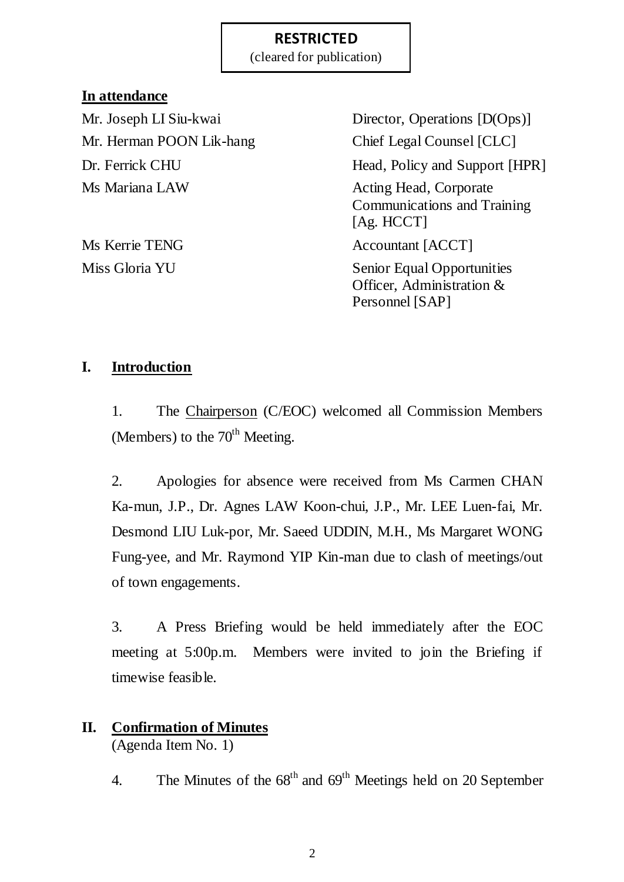**RESTRICTED**
(cleared for publication)

## In attendance

| | |
|---|---|
| Mr. Joseph LI Siu-kwai | Director, Operations [D(Ops)] |
| Mr. Herman POON Lik-hang | Chief Legal Counsel [CLC] |
| Dr. Ferrick CHU | Head, Policy and Support [HPR] |
| Ms Mariana LAW | Acting Head, Corporate Communications and Training [Ag. HCCT] |
| Ms Kerrie TENG | Accountant [ACCT] |
| Miss Gloria YU | Senior Equal Opportunities Officer, Administration & Personnel [SAP] |

## I. Introduction

1. The Chairperson (C/EOC) welcomed all Commission Members (Members) to the 70th Meeting.

2. Apologies for absence were received from Ms Carmen CHAN Ka-mun, J.P., Dr. Agnes LAW Koon-chui, J.P., Mr. LEE Luen-fai, Mr. Desmond LIU Luk-por, Mr. Saeed UDDIN, M.H., Ms Margaret WONG Fung-yee, and Mr. Raymond YIP Kin-man due to clash of meetings/out of town engagements.

3. A Press Briefing would be held immediately after the EOC meeting at 5:00p.m. Members were invited to join the Briefing if timewise feasible.

## II. Confirmation of Minutes
(Agenda Item No. 1)

4. The Minutes of the 68th and 69th Meetings held on 20 September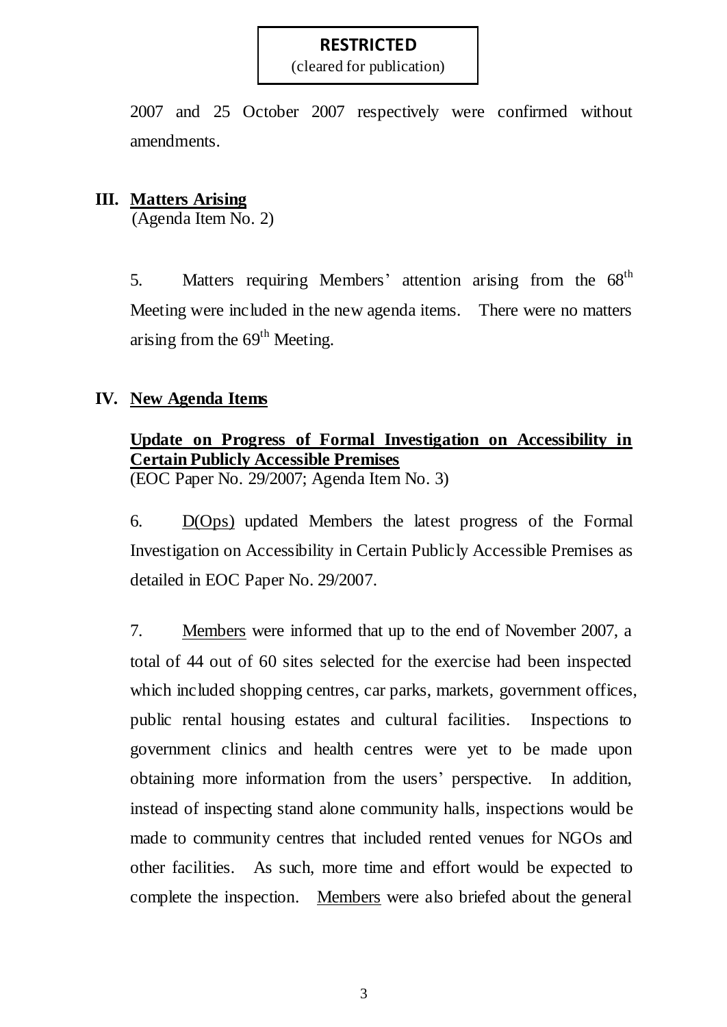**RESTRICTED**
(cleared for publication)

2007 and 25 October 2007 respectively were confirmed without amendments.

## III. Matters Arising

(Agenda Item No. 2)

5. Matters requiring Members' attention arising from the 68th Meeting were included in the new agenda items. There were no matters arising from the 69th Meeting.

## IV. New Agenda Items

### Update on Progress of Formal Investigation on Accessibility in Certain Publicly Accessible Premises

(EOC Paper No. 29/2007; Agenda Item No. 3)

6. D(Ops) updated Members the latest progress of the Formal Investigation on Accessibility in Certain Publicly Accessible Premises as detailed in EOC Paper No. 29/2007.

7. Members were informed that up to the end of November 2007, a total of 44 out of 60 sites selected for the exercise had been inspected which included shopping centres, car parks, markets, government offices, public rental housing estates and cultural facilities. Inspections to government clinics and health centres were yet to be made upon obtaining more information from the users' perspective. In addition, instead of inspecting stand alone community halls, inspections would be made to community centres that included rented venues for NGOs and other facilities. As such, more time and effort would be expected to complete the inspection. Members were also briefed about the general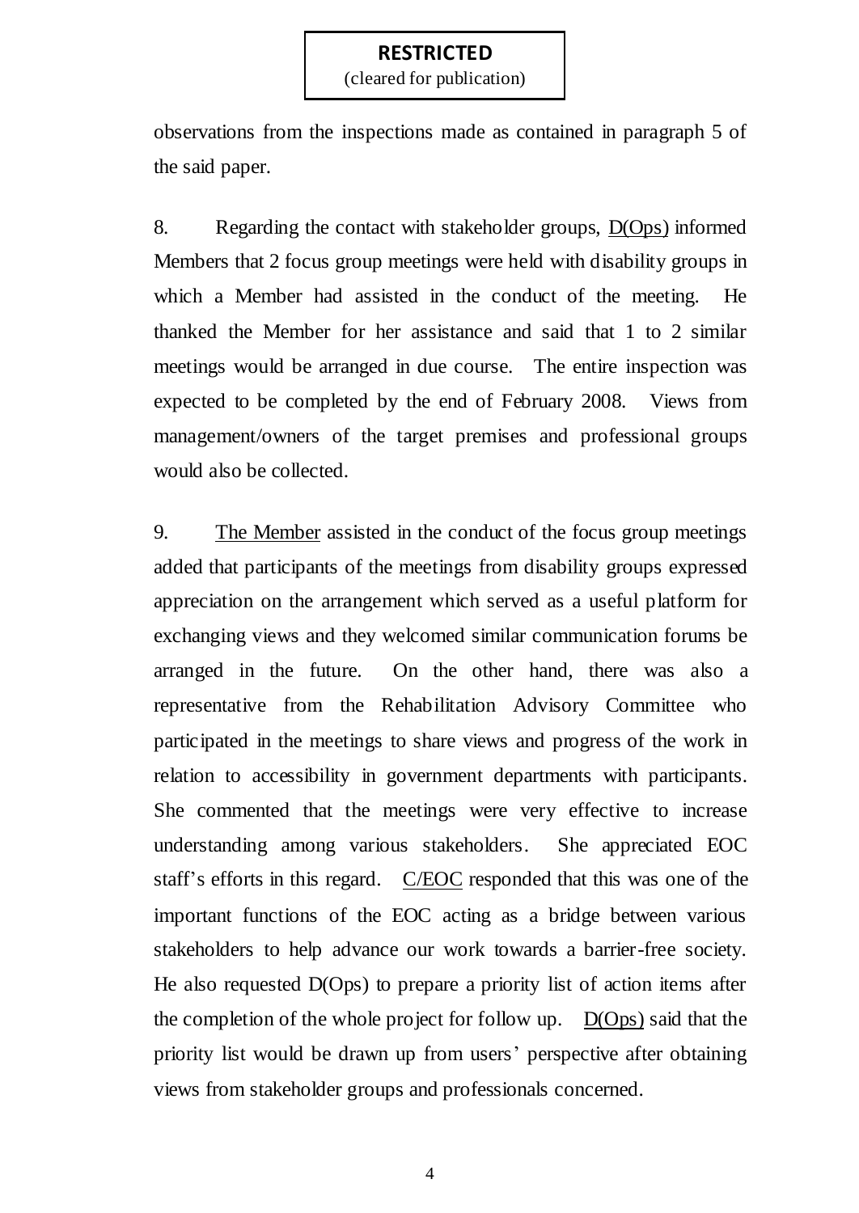observations from the inspections made as contained in paragraph 5 of the said paper.

8. Regarding the contact with stakeholder groups, D(Ops) informed Members that 2 focus group meetings were held with disability groups in which a Member had assisted in the conduct of the meeting. He thanked the Member for her assistance and said that 1 to 2 similar meetings would be arranged in due course. The entire inspection was expected to be completed by the end of February 2008. Views from management/owners of the target premises and professional groups would also be collected.

9. The Member assisted in the conduct of the focus group meetings added that participants of the meetings from disability groups expressed appreciation on the arrangement which served as a useful platform for exchanging views and they welcomed similar communication forums be arranged in the future. On the other hand, there was also a representative from the Rehabilitation Advisory Committee who participated in the meetings to share views and progress of the work in relation to accessibility in government departments with participants. She commented that the meetings were very effective to increase understanding among various stakeholders. She appreciated EOC staff's efforts in this regard. C/EOC responded that this was one of the important functions of the EOC acting as a bridge between various stakeholders to help advance our work towards a barrier-free society. He also requested D(Ops) to prepare a priority list of action items after the completion of the whole project for follow up. D(Ops) said that the priority list would be drawn up from users' perspective after obtaining views from stakeholder groups and professionals concerned.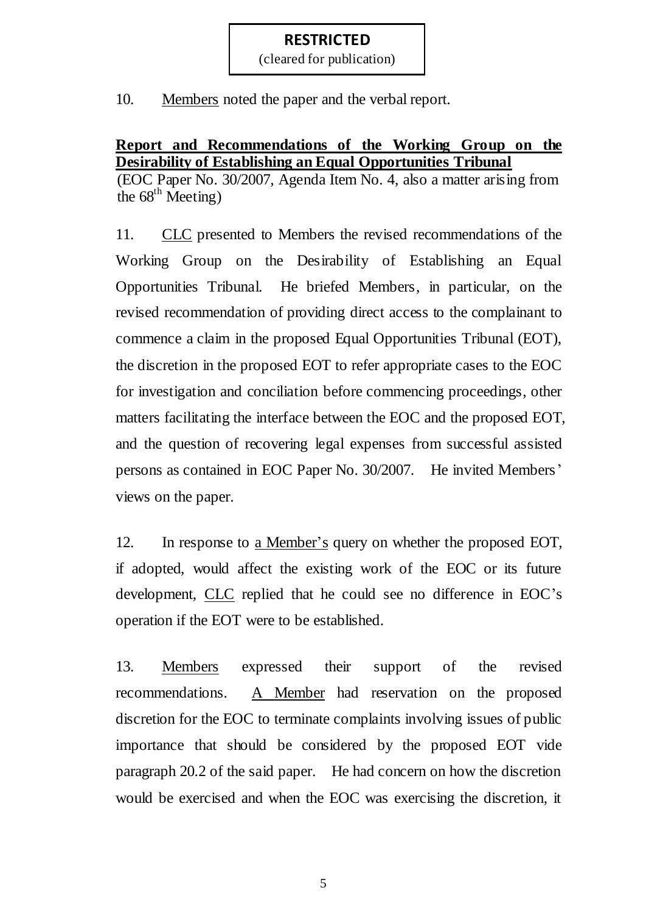**RESTRICTED**
(cleared for publication)

10. Members noted the paper and the verbal report.

**Report and Recommendations of the Working Group on the Desirability of Establishing an Equal Opportunities Tribunal**
(EOC Paper No. 30/2007, Agenda Item No. 4, also a matter arising from the 68th Meeting)

11. CLC presented to Members the revised recommendations of the Working Group on the Desirability of Establishing an Equal Opportunities Tribunal. He briefed Members, in particular, on the revised recommendation of providing direct access to the complainant to commence a claim in the proposed Equal Opportunities Tribunal (EOT), the discretion in the proposed EOT to refer appropriate cases to the EOC for investigation and conciliation before commencing proceedings, other matters facilitating the interface between the EOC and the proposed EOT, and the question of recovering legal expenses from successful assisted persons as contained in EOC Paper No. 30/2007. He invited Members' views on the paper.

12. In response to a Member's query on whether the proposed EOT, if adopted, would affect the existing work of the EOC or its future development, CLC replied that he could see no difference in EOC's operation if the EOT were to be established.

13. Members expressed their support of the revised recommendations. A Member had reservation on the proposed discretion for the EOC to terminate complaints involving issues of public importance that should be considered by the proposed EOT vide paragraph 20.2 of the said paper. He had concern on how the discretion would be exercised and when the EOC was exercising the discretion, it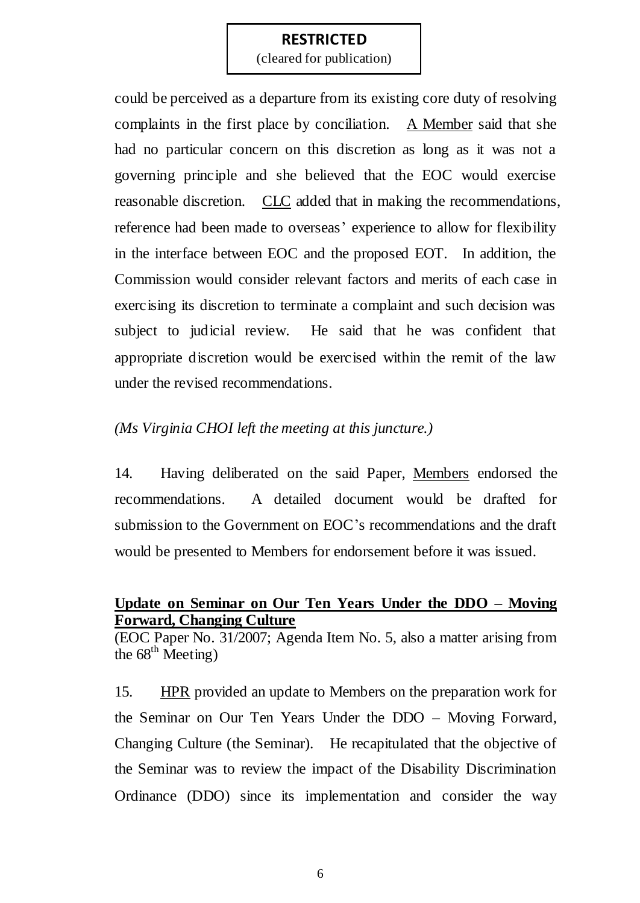could be perceived as a departure from its existing core duty of resolving complaints in the first place by conciliation. A Member said that she had no particular concern on this discretion as long as it was not a governing principle and she believed that the EOC would exercise reasonable discretion. CLC added that in making the recommendations, reference had been made to overseas' experience to allow for flexibility in the interface between EOC and the proposed EOT. In addition, the Commission would consider relevant factors and merits of each case in exercising its discretion to terminate a complaint and such decision was subject to judicial review. He said that he was confident that appropriate discretion would be exercised within the remit of the law under the revised recommendations.

*(Ms Virginia CHOI left the meeting at this juncture.)*

14. Having deliberated on the said Paper, Members endorsed the recommendations. A detailed document would be drafted for submission to the Government on EOC's recommendations and the draft would be presented to Members for endorsement before it was issued.

**Update on Seminar on Our Ten Years Under the DDO – Moving Forward, Changing Culture**

(EOC Paper No. 31/2007; Agenda Item No. 5, also a matter arising from the 68th Meeting)

15. HPR provided an update to Members on the preparation work for the Seminar on Our Ten Years Under the DDO – Moving Forward, Changing Culture (the Seminar). He recapitulated that the objective of the Seminar was to review the impact of the Disability Discrimination Ordinance (DDO) since its implementation and consider the way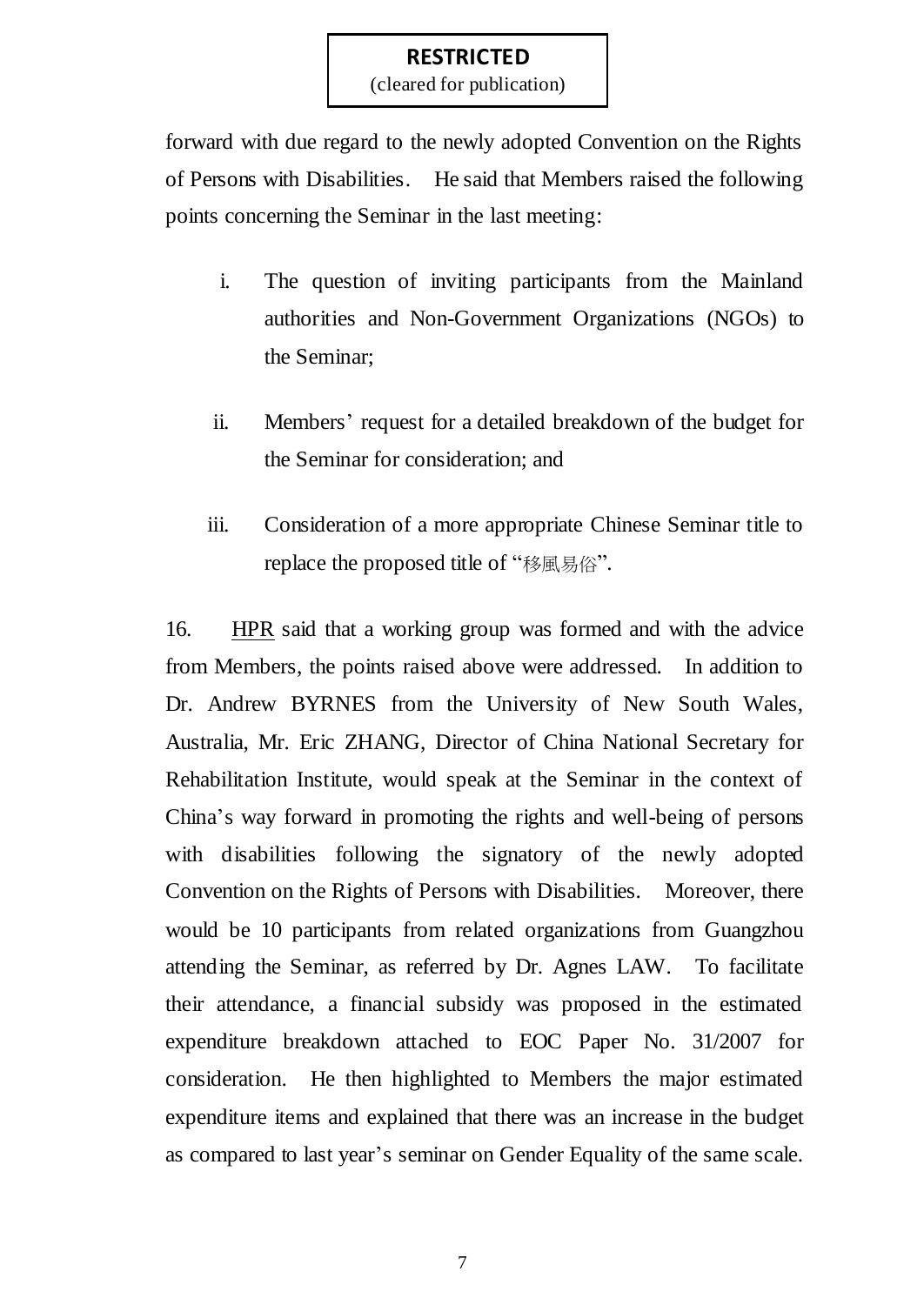**RESTRICTED**
(cleared for publication)

forward with due regard to the newly adopted Convention on the Rights of Persons with Disabilities. He said that Members raised the following points concerning the Seminar in the last meeting:

i. The question of inviting participants from the Mainland authorities and Non-Government Organizations (NGOs) to the Seminar;

ii. Members' request for a detailed breakdown of the budget for the Seminar for consideration; and

iii. Consideration of a more appropriate Chinese Seminar title to replace the proposed title of "移風易俗".

16. HPR said that a working group was formed and with the advice from Members, the points raised above were addressed. In addition to Dr. Andrew BYRNES from the University of New South Wales, Australia, Mr. Eric ZHANG, Director of China National Secretary for Rehabilitation Institute, would speak at the Seminar in the context of China's way forward in promoting the rights and well-being of persons with disabilities following the signatory of the newly adopted Convention on the Rights of Persons with Disabilities. Moreover, there would be 10 participants from related organizations from Guangzhou attending the Seminar, as referred by Dr. Agnes LAW. To facilitate their attendance, a financial subsidy was proposed in the estimated expenditure breakdown attached to EOC Paper No. 31/2007 for consideration. He then highlighted to Members the major estimated expenditure items and explained that there was an increase in the budget as compared to last year's seminar on Gender Equality of the same scale.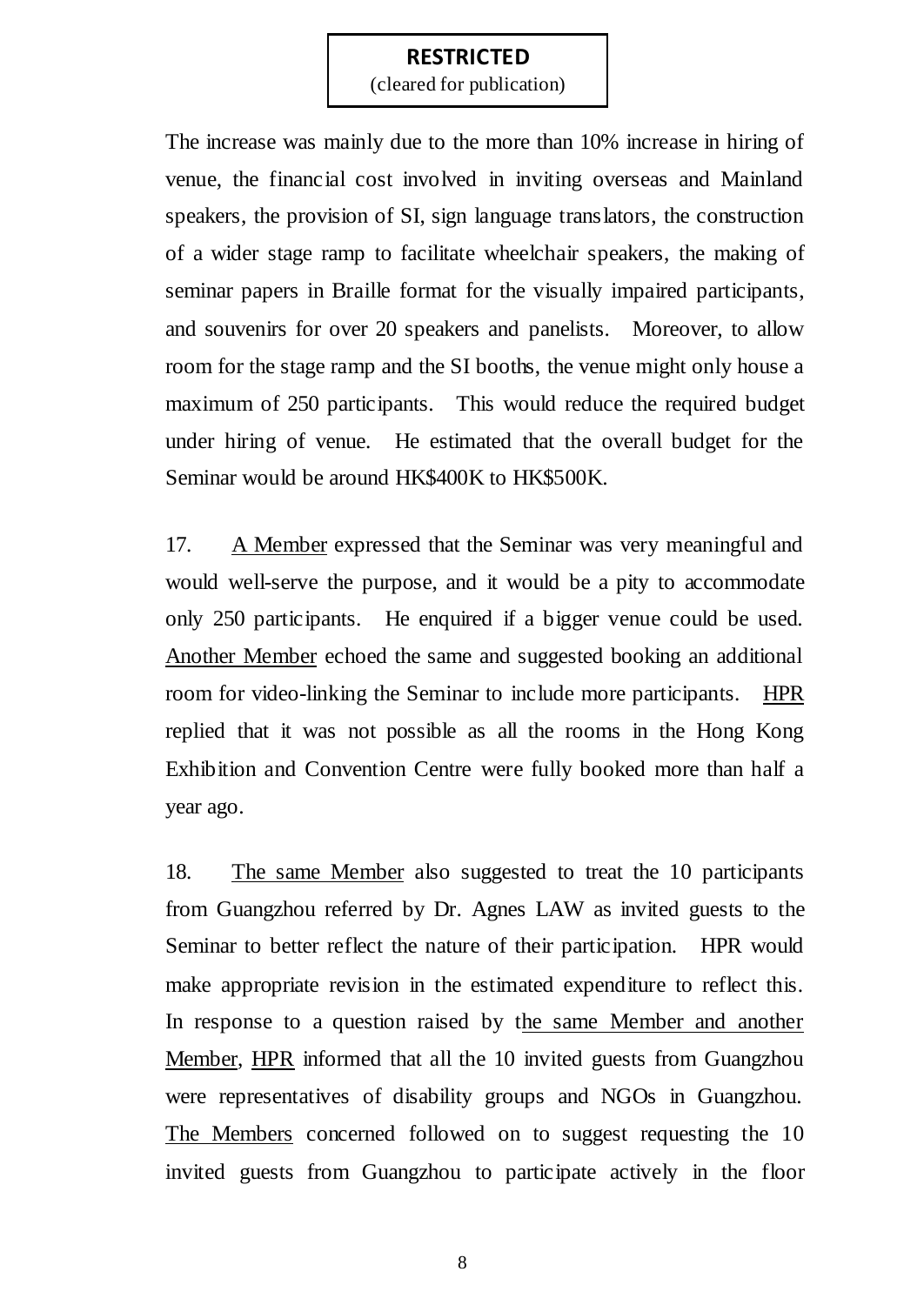The increase was mainly due to the more than 10% increase in hiring of venue, the financial cost involved in inviting overseas and Mainland speakers, the provision of SI, sign language translators, the construction of a wider stage ramp to facilitate wheelchair speakers, the making of seminar papers in Braille format for the visually impaired participants, and souvenirs for over 20 speakers and panelists. Moreover, to allow room for the stage ramp and the SI booths, the venue might only house a maximum of 250 participants. This would reduce the required budget under hiring of venue. He estimated that the overall budget for the Seminar would be around HK$400K to HK$500K.

17. A Member expressed that the Seminar was very meaningful and would well-serve the purpose, and it would be a pity to accommodate only 250 participants. He enquired if a bigger venue could be used. Another Member echoed the same and suggested booking an additional room for video-linking the Seminar to include more participants. HPR replied that it was not possible as all the rooms in the Hong Kong Exhibition and Convention Centre were fully booked more than half a year ago.

18. The same Member also suggested to treat the 10 participants from Guangzhou referred by Dr. Agnes LAW as invited guests to the Seminar to better reflect the nature of their participation. HPR would make appropriate revision in the estimated expenditure to reflect this. In response to a question raised by the same Member and another Member, HPR informed that all the 10 invited guests from Guangzhou were representatives of disability groups and NGOs in Guangzhou. The Members concerned followed on to suggest requesting the 10 invited guests from Guangzhou to participate actively in the floor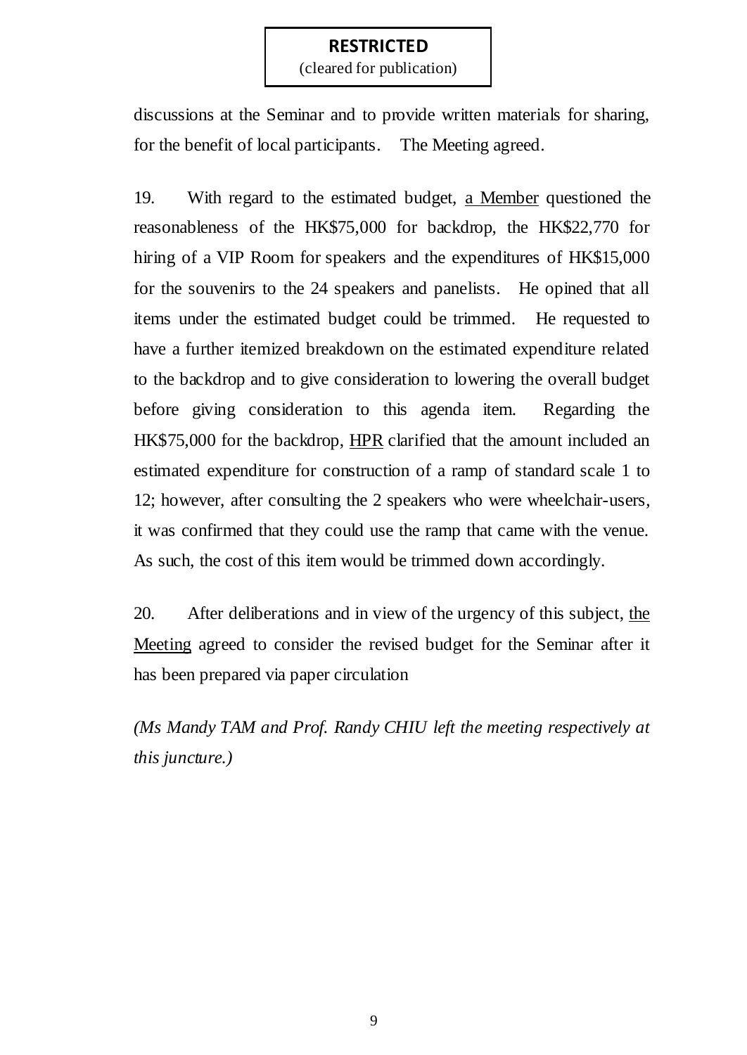discussions at the Seminar and to provide written materials for sharing, for the benefit of local participants. The Meeting agreed.

19. With regard to the estimated budget, a Member questioned the reasonableness of the HK$75,000 for backdrop, the HK$22,770 for hiring of a VIP Room for speakers and the expenditures of HK$15,000 for the souvenirs to the 24 speakers and panelists. He opined that all items under the estimated budget could be trimmed. He requested to have a further itemized breakdown on the estimated expenditure related to the backdrop and to give consideration to lowering the overall budget before giving consideration to this agenda item. Regarding the HK$75,000 for the backdrop, HPR clarified that the amount included an estimated expenditure for construction of a ramp of standard scale 1 to 12; however, after consulting the 2 speakers who were wheelchair-users, it was confirmed that they could use the ramp that came with the venue. As such, the cost of this item would be trimmed down accordingly.

20. After deliberations and in view of the urgency of this subject, the Meeting agreed to consider the revised budget for the Seminar after it has been prepared via paper circulation

*(Ms Mandy TAM and Prof. Randy CHIU left the meeting respectively at this juncture.)*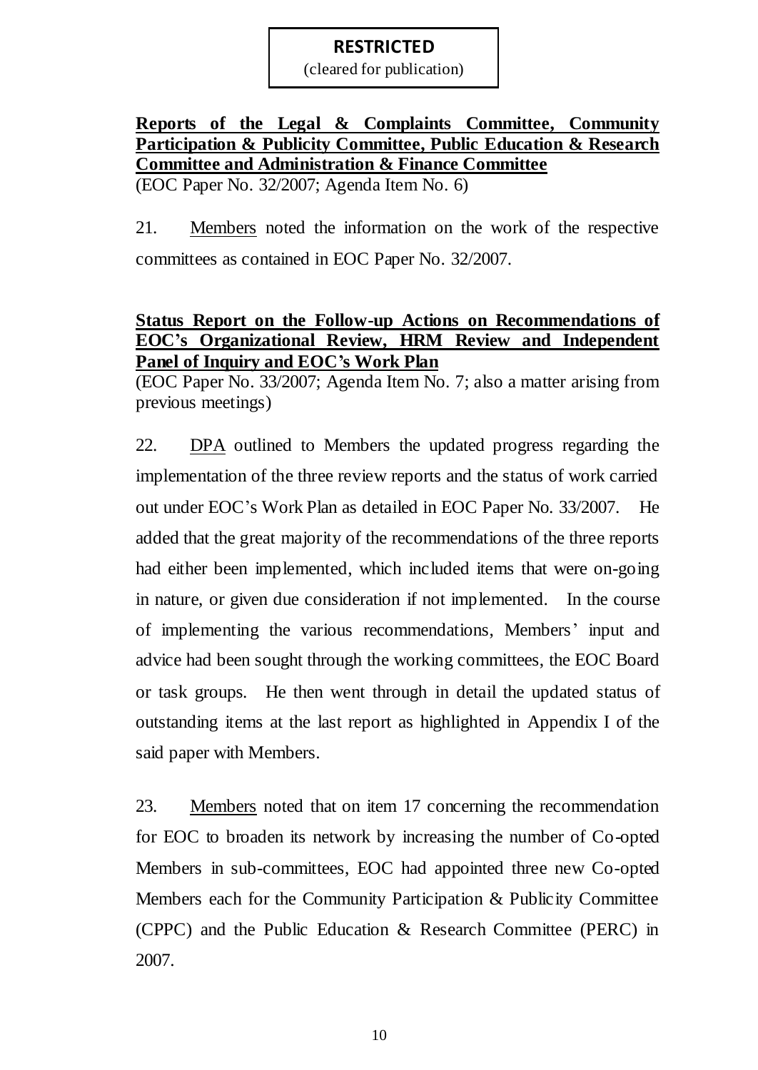**RESTRICTED**
(cleared for publication)

**Reports of the Legal & Complaints Committee, Community Participation & Publicity Committee, Public Education & Research Committee and Administration & Finance Committee**
(EOC Paper No. 32/2007; Agenda Item No. 6)

21. Members noted the information on the work of the respective committees as contained in EOC Paper No. 32/2007.

**Status Report on the Follow-up Actions on Recommendations of EOC's Organizational Review, HRM Review and Independent Panel of Inquiry and EOC's Work Plan**
(EOC Paper No. 33/2007; Agenda Item No. 7; also a matter arising from previous meetings)

22. DPA outlined to Members the updated progress regarding the implementation of the three review reports and the status of work carried out under EOC's Work Plan as detailed in EOC Paper No. 33/2007. He added that the great majority of the recommendations of the three reports had either been implemented, which included items that were on-going in nature, or given due consideration if not implemented. In the course of implementing the various recommendations, Members' input and advice had been sought through the working committees, the EOC Board or task groups. He then went through in detail the updated status of outstanding items at the last report as highlighted in Appendix I of the said paper with Members.

23. Members noted that on item 17 concerning the recommendation for EOC to broaden its network by increasing the number of Co-opted Members in sub-committees, EOC had appointed three new Co-opted Members each for the Community Participation & Publicity Committee (CPPC) and the Public Education & Research Committee (PERC) in 2007.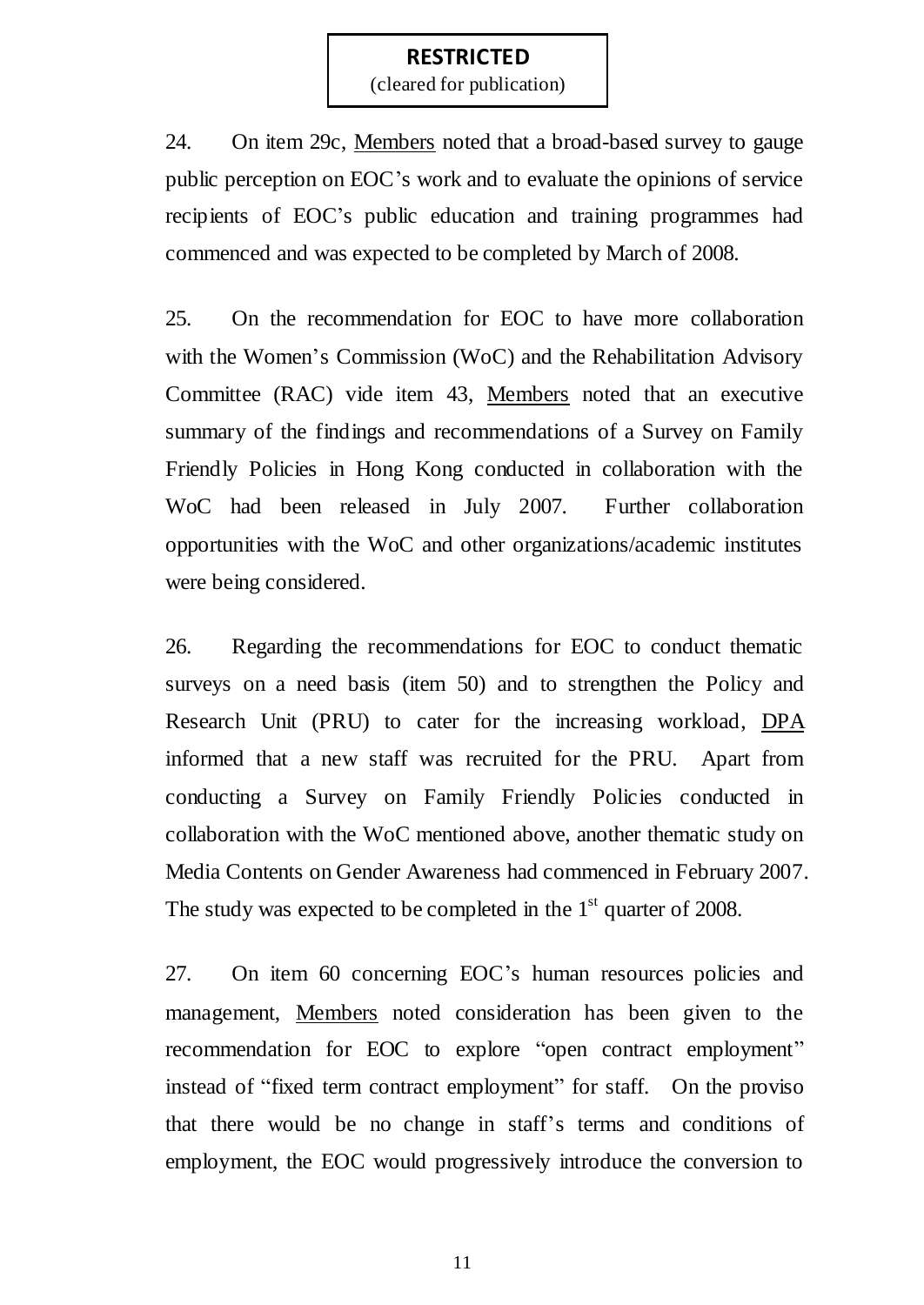**RESTRICTED**
(cleared for publication)

24. On item 29c, Members noted that a broad-based survey to gauge public perception on EOC's work and to evaluate the opinions of service recipients of EOC's public education and training programmes had commenced and was expected to be completed by March of 2008.

25. On the recommendation for EOC to have more collaboration with the Women's Commission (WoC) and the Rehabilitation Advisory Committee (RAC) vide item 43, Members noted that an executive summary of the findings and recommendations of a Survey on Family Friendly Policies in Hong Kong conducted in collaboration with the WoC had been released in July 2007. Further collaboration opportunities with the WoC and other organizations/academic institutes were being considered.

26. Regarding the recommendations for EOC to conduct thematic surveys on a need basis (item 50) and to strengthen the Policy and Research Unit (PRU) to cater for the increasing workload, DPA informed that a new staff was recruited for the PRU. Apart from conducting a Survey on Family Friendly Policies conducted in collaboration with the WoC mentioned above, another thematic study on Media Contents on Gender Awareness had commenced in February 2007. The study was expected to be completed in the 1st quarter of 2008.

27. On item 60 concerning EOC's human resources policies and management, Members noted consideration has been given to the recommendation for EOC to explore "open contract employment" instead of "fixed term contract employment" for staff. On the proviso that there would be no change in staff's terms and conditions of employment, the EOC would progressively introduce the conversion to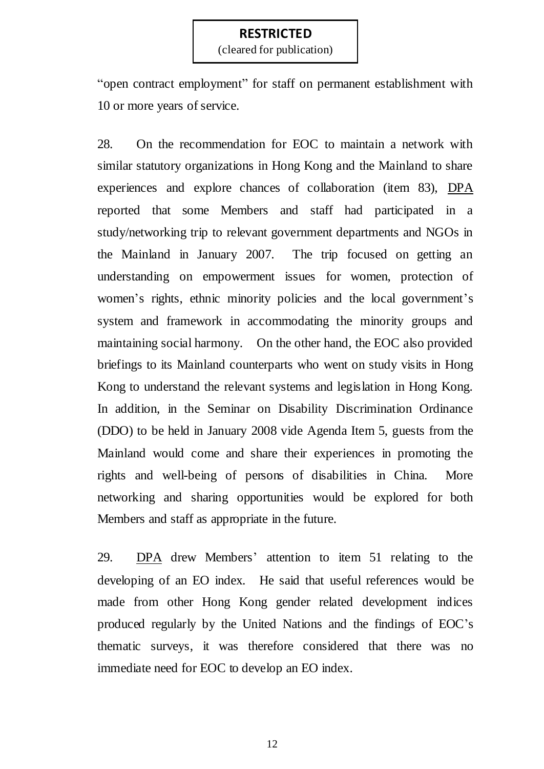"open contract employment" for staff on permanent establishment with 10 or more years of service.

28. On the recommendation for EOC to maintain a network with similar statutory organizations in Hong Kong and the Mainland to share experiences and explore chances of collaboration (item 83), DPA reported that some Members and staff had participated in a study/networking trip to relevant government departments and NGOs in the Mainland in January 2007. The trip focused on getting an understanding on empowerment issues for women, protection of women's rights, ethnic minority policies and the local government's system and framework in accommodating the minority groups and maintaining social harmony. On the other hand, the EOC also provided briefings to its Mainland counterparts who went on study visits in Hong Kong to understand the relevant systems and legislation in Hong Kong. In addition, in the Seminar on Disability Discrimination Ordinance (DDO) to be held in January 2008 vide Agenda Item 5, guests from the Mainland would come and share their experiences in promoting the rights and well-being of persons of disabilities in China. More networking and sharing opportunities would be explored for both Members and staff as appropriate in the future.

29. DPA drew Members' attention to item 51 relating to the developing of an EO index. He said that useful references would be made from other Hong Kong gender related development indices produced regularly by the United Nations and the findings of EOC's thematic surveys, it was therefore considered that there was no immediate need for EOC to develop an EO index.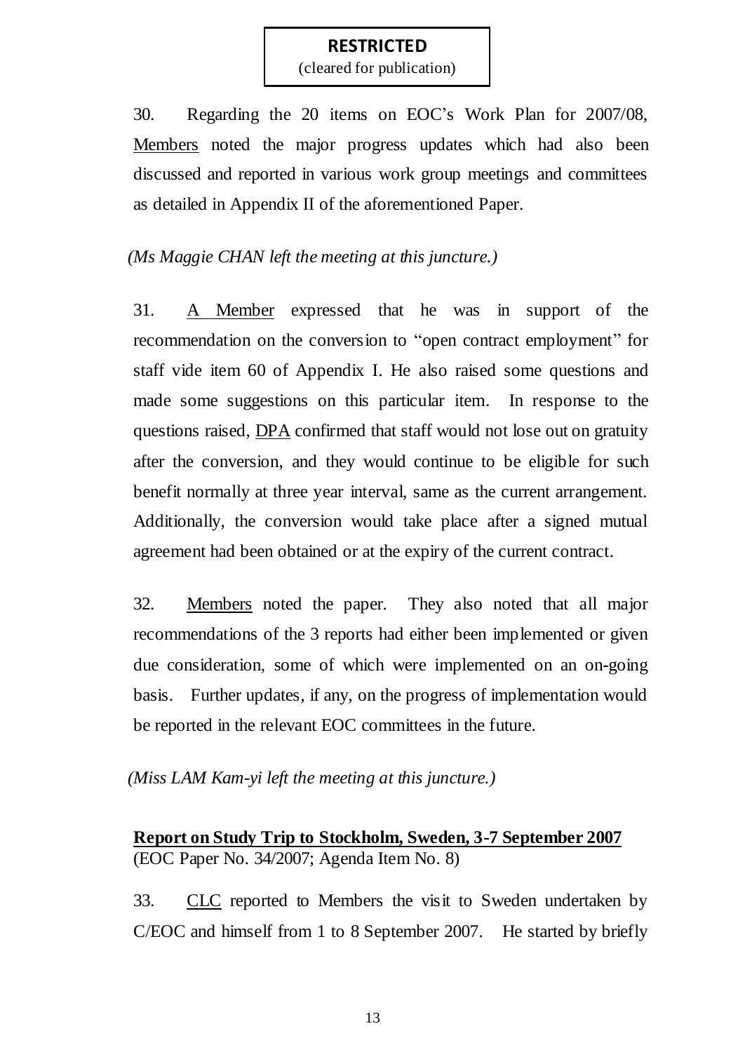**RESTRICTED**
(cleared for publication)

30. Regarding the 20 items on EOC's Work Plan for 2007/08, Members noted the major progress updates which had also been discussed and reported in various work group meetings and committees as detailed in Appendix II of the aforementioned Paper.

*(Ms Maggie CHAN left the meeting at this juncture.)*

31. A Member expressed that he was in support of the recommendation on the conversion to "open contract employment" for staff vide item 60 of Appendix I. He also raised some questions and made some suggestions on this particular item. In response to the questions raised, DPA confirmed that staff would not lose out on gratuity after the conversion, and they would continue to be eligible for such benefit normally at three year interval, same as the current arrangement. Additionally, the conversion would take place after a signed mutual agreement had been obtained or at the expiry of the current contract.

32. Members noted the paper. They also noted that all major recommendations of the 3 reports had either been implemented or given due consideration, some of which were implemented on an on-going basis. Further updates, if any, on the progress of implementation would be reported in the relevant EOC committees in the future.

*(Miss LAM Kam-yi left the meeting at this juncture.)*

**Report on Study Trip to Stockholm, Sweden, 3-7 September 2007**
(EOC Paper No. 34/2007; Agenda Item No. 8)

33. CLC reported to Members the visit to Sweden undertaken by C/EOC and himself from 1 to 8 September 2007. He started by briefly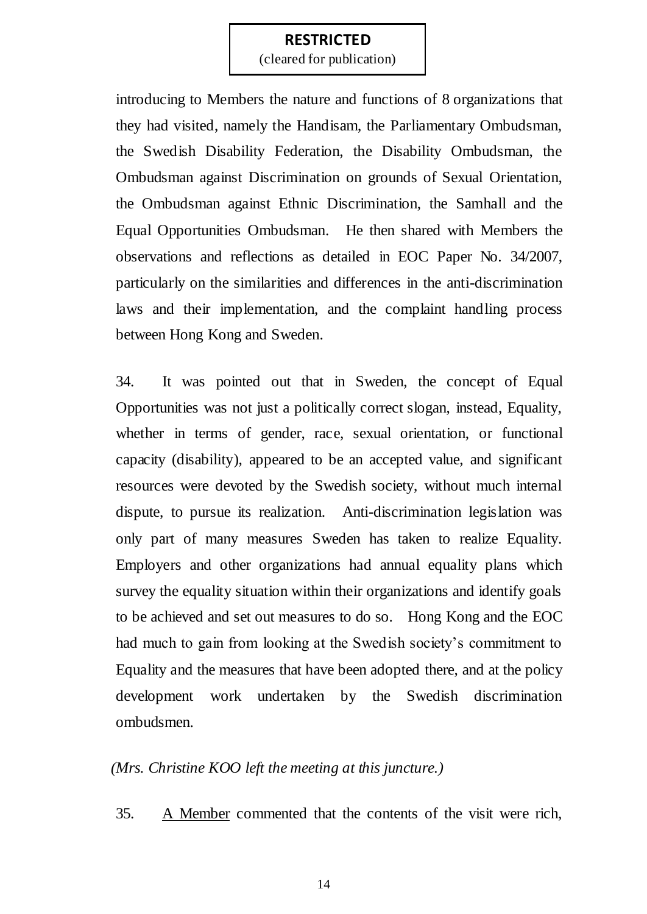introducing to Members the nature and functions of 8 organizations that they had visited, namely the Handisam, the Parliamentary Ombudsman, the Swedish Disability Federation, the Disability Ombudsman, the Ombudsman against Discrimination on grounds of Sexual Orientation, the Ombudsman against Ethnic Discrimination, the Samhall and the Equal Opportunities Ombudsman. He then shared with Members the observations and reflections as detailed in EOC Paper No. 34/2007, particularly on the similarities and differences in the anti-discrimination laws and their implementation, and the complaint handling process between Hong Kong and Sweden.

34. It was pointed out that in Sweden, the concept of Equal Opportunities was not just a politically correct slogan, instead, Equality, whether in terms of gender, race, sexual orientation, or functional capacity (disability), appeared to be an accepted value, and significant resources were devoted by the Swedish society, without much internal dispute, to pursue its realization. Anti-discrimination legislation was only part of many measures Sweden has taken to realize Equality. Employers and other organizations had annual equality plans which survey the equality situation within their organizations and identify goals to be achieved and set out measures to do so. Hong Kong and the EOC had much to gain from looking at the Swedish society's commitment to Equality and the measures that have been adopted there, and at the policy development work undertaken by the Swedish discrimination ombudsmen.

*(Mrs. Christine KOO left the meeting at this juncture.)*

35. <u>A Member</u> commented that the contents of the visit were rich,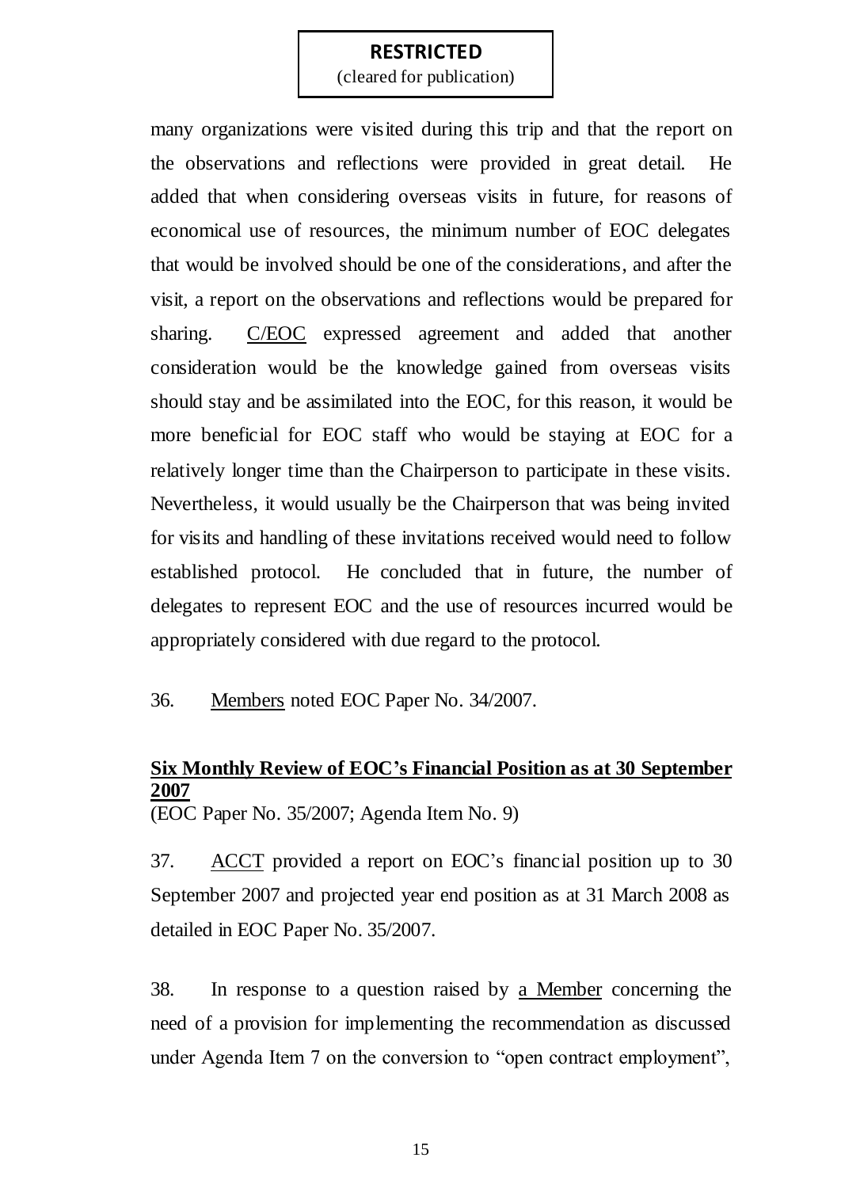many organizations were visited during this trip and that the report on the observations and reflections were provided in great detail. He added that when considering overseas visits in future, for reasons of economical use of resources, the minimum number of EOC delegates that would be involved should be one of the considerations, and after the visit, a report on the observations and reflections would be prepared for sharing. C/EOC expressed agreement and added that another consideration would be the knowledge gained from overseas visits should stay and be assimilated into the EOC, for this reason, it would be more beneficial for EOC staff who would be staying at EOC for a relatively longer time than the Chairperson to participate in these visits. Nevertheless, it would usually be the Chairperson that was being invited for visits and handling of these invitations received would need to follow established protocol. He concluded that in future, the number of delegates to represent EOC and the use of resources incurred would be appropriately considered with due regard to the protocol.

36. Members noted EOC Paper No. 34/2007.

**Six Monthly Review of EOC's Financial Position as at 30 September 2007**
(EOC Paper No. 35/2007; Agenda Item No. 9)

37. ACCT provided a report on EOC's financial position up to 30 September 2007 and projected year end position as at 31 March 2008 as detailed in EOC Paper No. 35/2007.

38. In response to a question raised by a Member concerning the need of a provision for implementing the recommendation as discussed under Agenda Item 7 on the conversion to "open contract employment",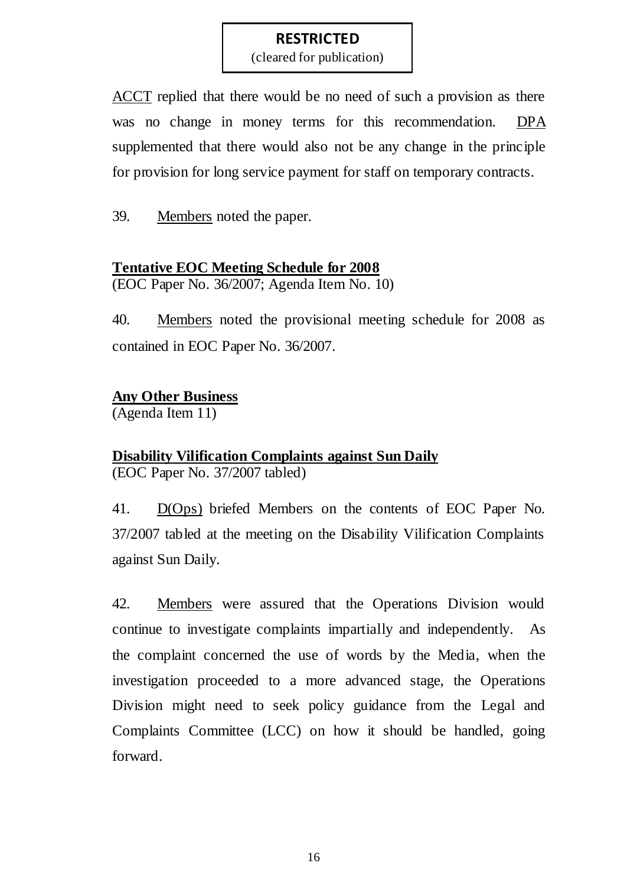**RESTRICTED**
(cleared for publication)

ACCT replied that there would be no need of such a provision as there was no change in money terms for this recommendation. DPA supplemented that there would also not be any change in the principle for provision for long service payment for staff on temporary contracts.

39. Members noted the paper.

**Tentative EOC Meeting Schedule for 2008**
(EOC Paper No. 36/2007; Agenda Item No. 10)

40. Members noted the provisional meeting schedule for 2008 as contained in EOC Paper No. 36/2007.

**Any Other Business**
(Agenda Item 11)

**Disability Vilification Complaints against Sun Daily**
(EOC Paper No. 37/2007 tabled)

41. D(Ops) briefed Members on the contents of EOC Paper No. 37/2007 tabled at the meeting on the Disability Vilification Complaints against Sun Daily.

42. Members were assured that the Operations Division would continue to investigate complaints impartially and independently. As the complaint concerned the use of words by the Media, when the investigation proceeded to a more advanced stage, the Operations Division might need to seek policy guidance from the Legal and Complaints Committee (LCC) on how it should be handled, going forward.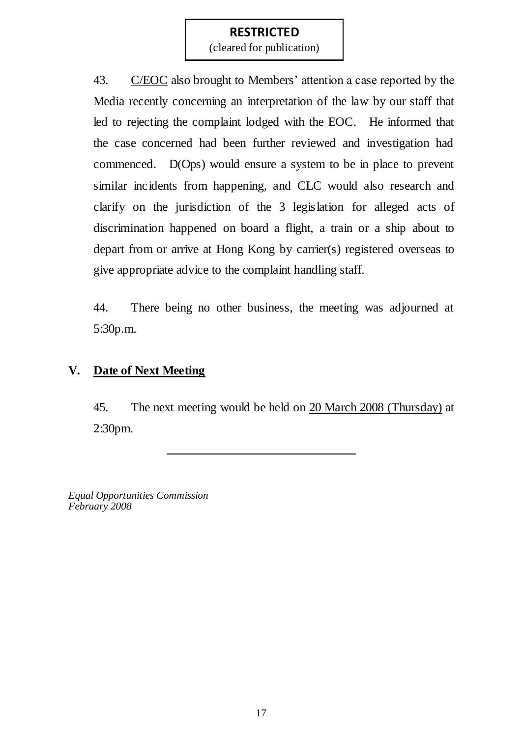**RESTRICTED**
(cleared for publication)

43. C/EOC also brought to Members' attention a case reported by the Media recently concerning an interpretation of the law by our staff that led to rejecting the complaint lodged with the EOC. He informed that the case concerned had been further reviewed and investigation had commenced. D(Ops) would ensure a system to be in place to prevent similar incidents from happening, and CLC would also research and clarify on the jurisdiction of the 3 legislation for alleged acts of discrimination happened on board a flight, a train or a ship about to depart from or arrive at Hong Kong by carrier(s) registered overseas to give appropriate advice to the complaint handling staff.

44. There being no other business, the meeting was adjourned at 5:30p.m.

## V. Date of Next Meeting

45. The next meeting would be held on 20 March 2008 (Thursday) at 2:30pm.

---

*Equal Opportunities Commission*
*February 2008*